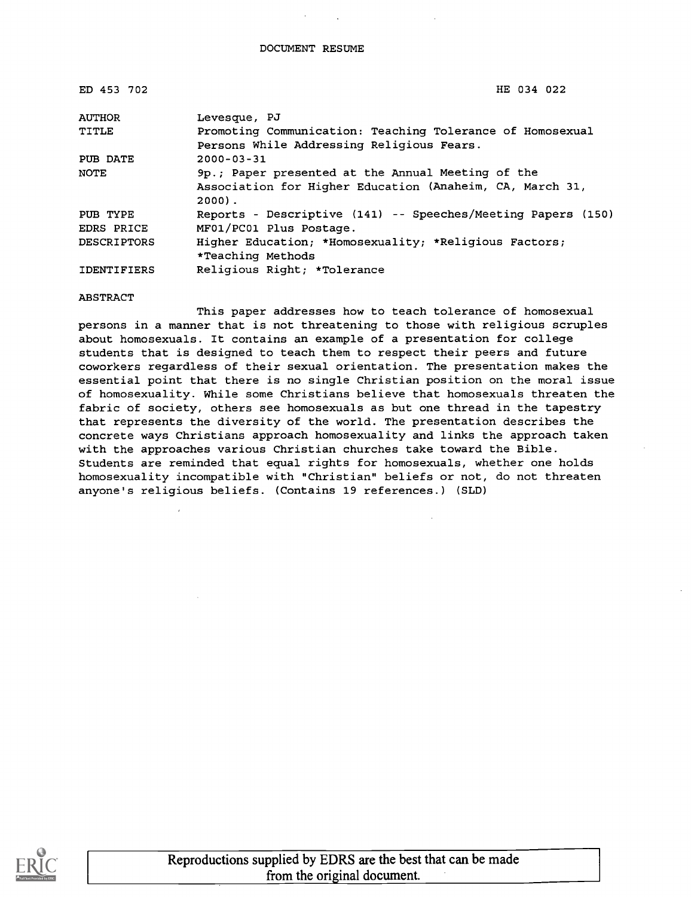DOCUMENT RESUME

| | |
|---|---|
| ED 453 702 | HE 034 022 |
| AUTHOR | Levesque, PJ |
| TITLE | Promoting Communication: Teaching Tolerance of Homosexual Persons While Addressing Religious Fears. |
| PUB DATE | 2000-03-31 |
| NOTE | 9p.; Paper presented at the Annual Meeting of the Association for Higher Education (Anaheim, CA, March 31, 2000). |
| PUB TYPE | Reports - Descriptive (141) -- Speeches/Meeting Papers (150) |
| EDRS PRICE | MF01/PC01 Plus Postage. |
| DESCRIPTORS | Higher Education; *Homosexuality; *Religious Factors; *Teaching Methods |
| IDENTIFIERS | Religious Right; *Tolerance |

ABSTRACT

This paper addresses how to teach tolerance of homosexual persons in a manner that is not threatening to those with religious scruples about homosexuals. It contains an example of a presentation for college students that is designed to teach them to respect their peers and future coworkers regardless of their sexual orientation. The presentation makes the essential point that there is no single Christian position on the moral issue of homosexuality. While some Christians believe that homosexuals threaten the fabric of society, others see homosexuals as but one thread in the tapestry that represents the diversity of the world. The presentation describes the concrete ways Christians approach homosexuality and links the approach taken with the approaches various Christian churches take toward the Bible. Students are reminded that equal rights for homosexuals, whether one holds homosexuality incompatible with "Christian" beliefs or not, do not threaten anyone's religious beliefs. (Contains 19 references.) (SLD)

Reproductions supplied by EDRS are the best that can be made from the original document.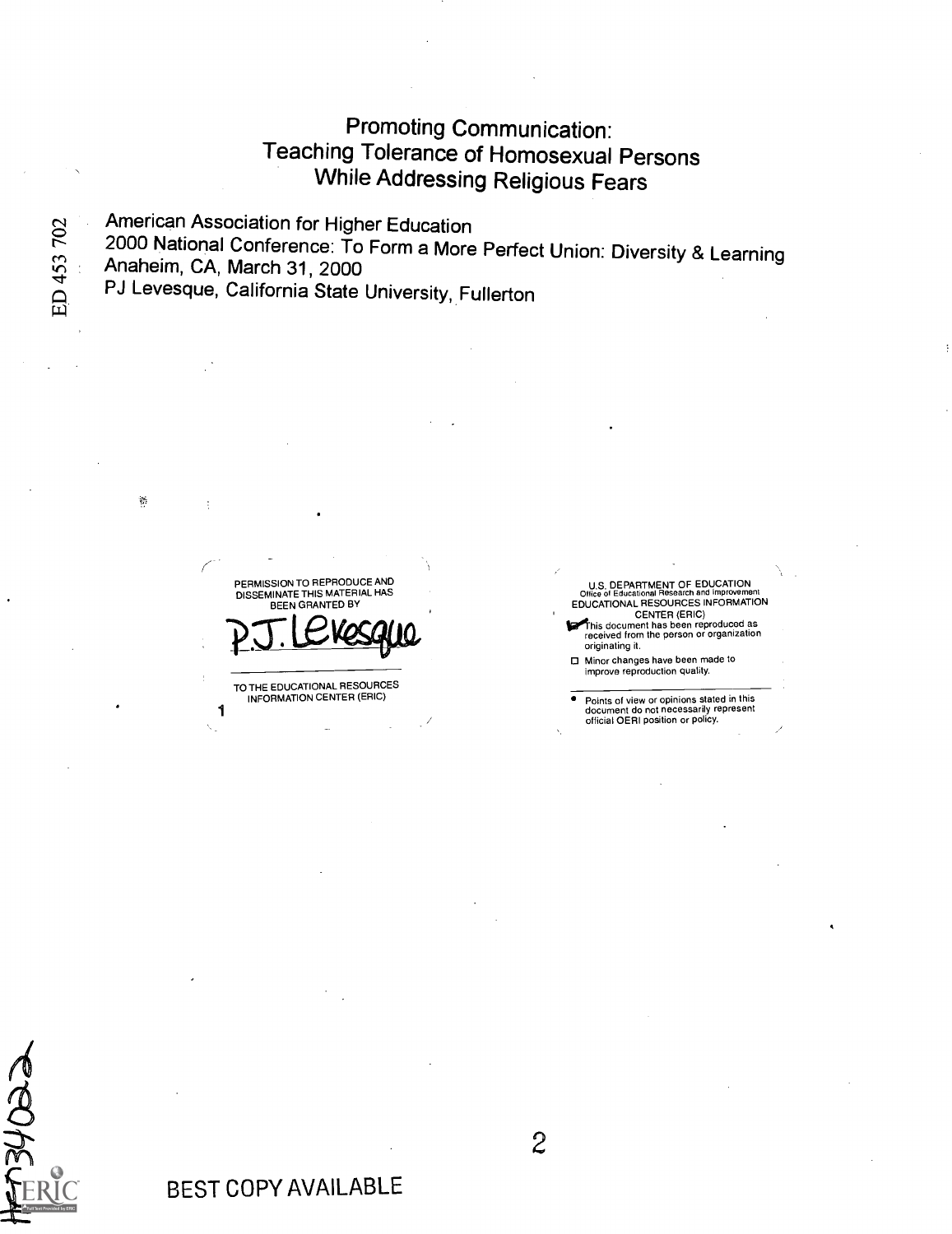# Promoting Communication: Teaching Tolerance of Homosexual Persons While Addressing Religious Fears

American Association for Higher Education

2000 National Conference: To Form a More Perfect Union: Diversity & Learning

Anaheim, CA, March 31, 2000

PJ Levesque, California State University, Fullerton

ED 453 702

PERMISSION TO REPRODUCE AND DISSEMINATE THIS MATERIAL HAS BEEN GRANTED BY

P.J. Levesque

TO THE EDUCATIONAL RESOURCES INFORMATION CENTER (ERIC)

U.S. DEPARTMENT OF EDUCATION
Office of Educational Research and Improvement
EDUCATIONAL RESOURCES INFORMATION CENTER (ERIC)

- [x] This document has been reproduced as received from the person or organization originating it.
- [ ] Minor changes have been made to improve reproduction quality.

- Points of view or opinions stated in this document do not necessarily represent official OERI position or policy.

BEST COPY AVAILABLE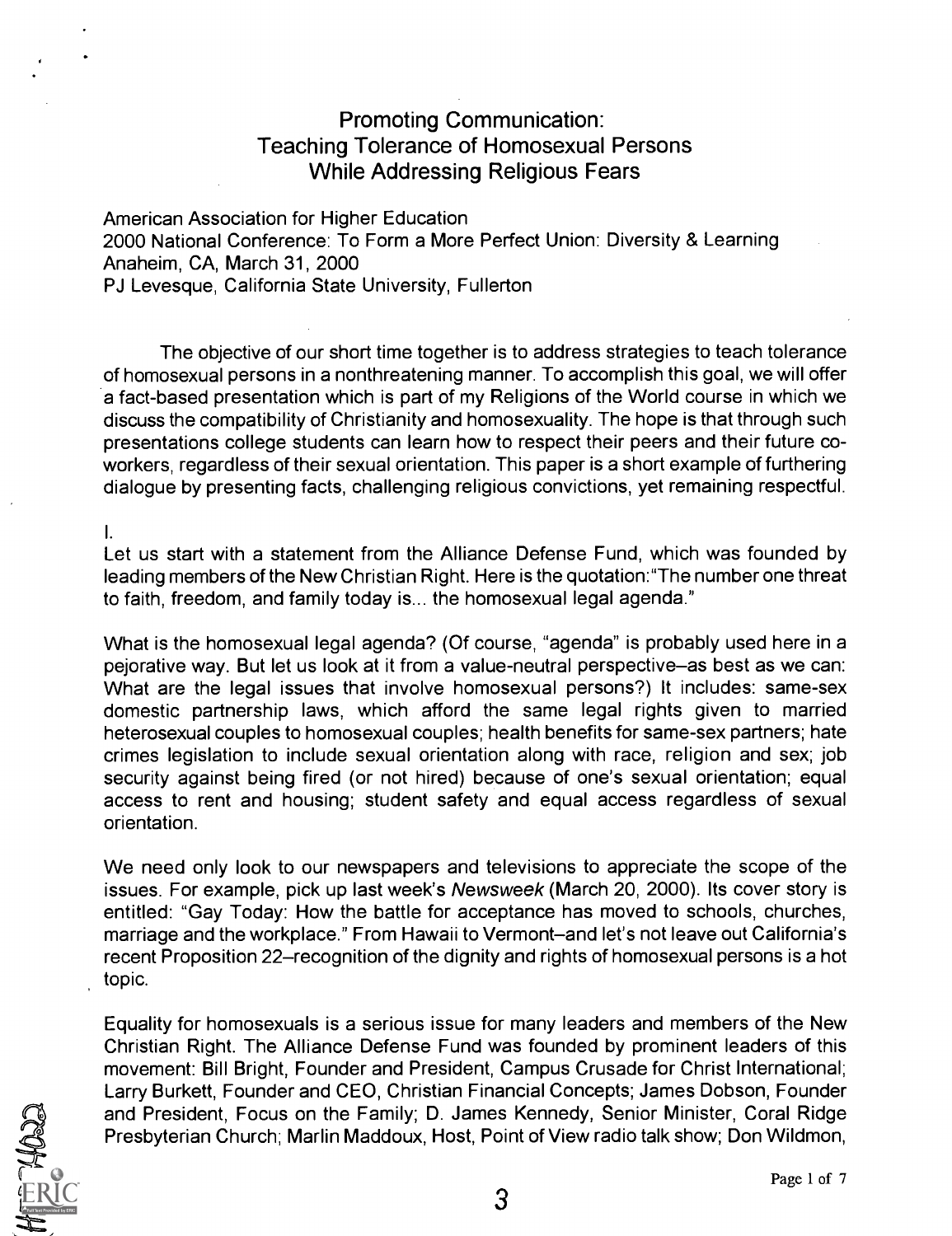# Promoting Communication: Teaching Tolerance of Homosexual Persons While Addressing Religious Fears

American Association for Higher Education
2000 National Conference: To Form a More Perfect Union: Diversity & Learning
Anaheim, CA, March 31, 2000
PJ Levesque, California State University, Fullerton

The objective of our short time together is to address strategies to teach tolerance of homosexual persons in a nonthreatening manner. To accomplish this goal, we will offer a fact-based presentation which is part of my Religions of the World course in which we discuss the compatibility of Christianity and homosexuality. The hope is that through such presentations college students can learn how to respect their peers and their future co-workers, regardless of their sexual orientation. This paper is a short example of furthering dialogue by presenting facts, challenging religious convictions, yet remaining respectful.

I.

Let us start with a statement from the Alliance Defense Fund, which was founded by leading members of the New Christian Right. Here is the quotation: "The number one threat to faith, freedom, and family today is... the homosexual legal agenda."

What is the homosexual legal agenda? (Of course, "agenda" is probably used here in a pejorative way. But let us look at it from a value-neutral perspective–as best as we can: What are the legal issues that involve homosexual persons?) It includes: same-sex domestic partnership laws, which afford the same legal rights given to married heterosexual couples to homosexual couples; health benefits for same-sex partners; hate crimes legislation to include sexual orientation along with race, religion and sex; job security against being fired (or not hired) because of one's sexual orientation; equal access to rent and housing; student safety and equal access regardless of sexual orientation.

We need only look to our newspapers and televisions to appreciate the scope of the issues. For example, pick up last week's *Newsweek* (March 20, 2000). Its cover story is entitled: "Gay Today: How the battle for acceptance has moved to schools, churches, marriage and the workplace." From Hawaii to Vermont–and let's not leave out California's recent Proposition 22–recognition of the dignity and rights of homosexual persons is a hot topic.

Equality for homosexuals is a serious issue for many leaders and members of the New Christian Right. The Alliance Defense Fund was founded by prominent leaders of this movement: Bill Bright, Founder and President, Campus Crusade for Christ International; Larry Burkett, Founder and CEO, Christian Financial Concepts; James Dobson, Founder and President, Focus on the Family; D. James Kennedy, Senior Minister, Coral Ridge Presbyterian Church; Marlin Maddoux, Host, Point of View radio talk show; Don Wildmon,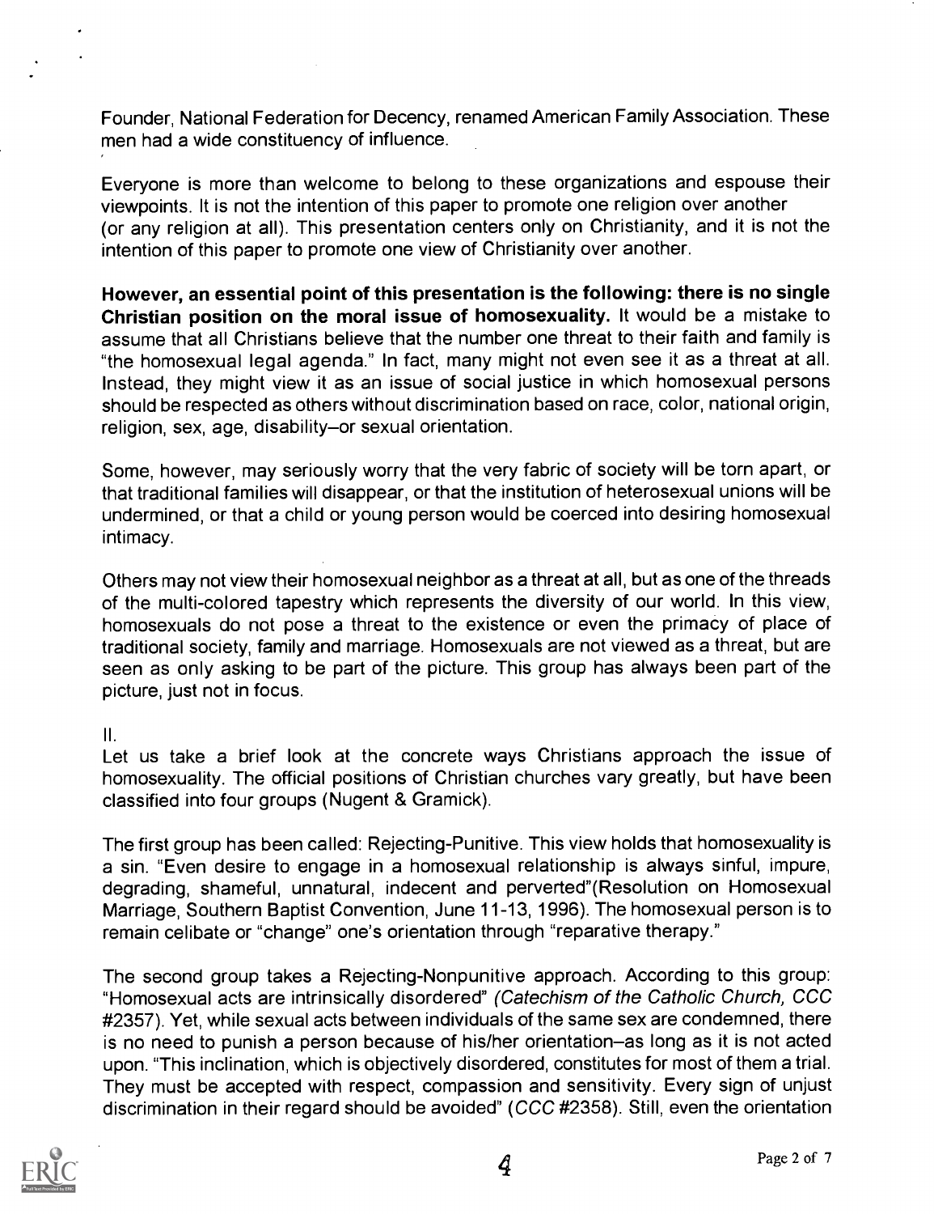Founder, National Federation for Decency, renamed American Family Association. These men had a wide constituency of influence.

Everyone is more than welcome to belong to these organizations and espouse their viewpoints. It is not the intention of this paper to promote one religion over another (or any religion at all). This presentation centers only on Christianity, and it is not the intention of this paper to promote one view of Christianity over another.

**However, an essential point of this presentation is the following: there is no single Christian position on the moral issue of homosexuality.** It would be a mistake to assume that all Christians believe that the number one threat to their faith and family is "the homosexual legal agenda." In fact, many might not even see it as a threat at all. Instead, they might view it as an issue of social justice in which homosexual persons should be respected as others without discrimination based on race, color, national origin, religion, sex, age, disability–or sexual orientation.

Some, however, may seriously worry that the very fabric of society will be torn apart, or that traditional families will disappear, or that the institution of heterosexual unions will be undermined, or that a child or young person would be coerced into desiring homosexual intimacy.

Others may not view their homosexual neighbor as a threat at all, but as one of the threads of the multi-colored tapestry which represents the diversity of our world. In this view, homosexuals do not pose a threat to the existence or even the primacy of place of traditional society, family and marriage. Homosexuals are not viewed as a threat, but are seen as only asking to be part of the picture. This group has always been part of the picture, just not in focus.

II.

Let us take a brief look at the concrete ways Christians approach the issue of homosexuality. The official positions of Christian churches vary greatly, but have been classified into four groups (Nugent & Gramick).

The first group has been called: Rejecting-Punitive. This view holds that homosexuality is a sin. "Even desire to engage in a homosexual relationship is always sinful, impure, degrading, shameful, unnatural, indecent and perverted"(Resolution on Homosexual Marriage, Southern Baptist Convention, June 11-13, 1996). The homosexual person is to remain celibate or "change" one's orientation through "reparative therapy."

The second group takes a Rejecting-Nonpunitive approach. According to this group: "Homosexual acts are intrinsically disordered" *(Catechism of the Catholic Church, CCC #2357)*. Yet, while sexual acts between individuals of the same sex are condemned, there is no need to punish a person because of his/her orientation–as long as it is not acted upon. "This inclination, which is objectively disordered, constitutes for most of them a trial. They must be accepted with respect, compassion and sensitivity. Every sign of unjust discrimination in their regard should be avoided" (*CCC* #2358). Still, even the orientation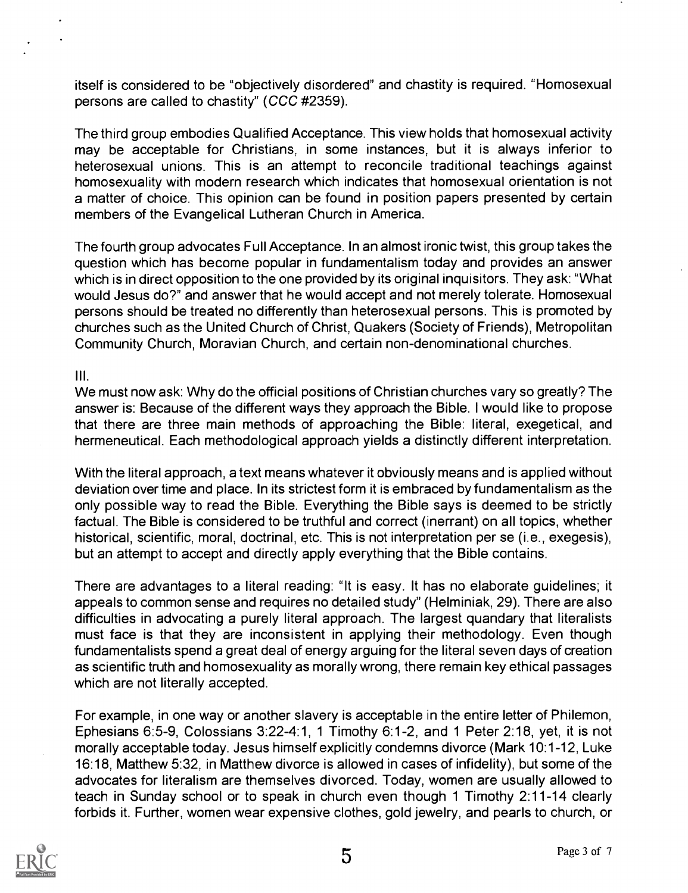itself is considered to be "objectively disordered" and chastity is required. "Homosexual persons are called to chastity" (*CCC* #2359).

The third group embodies Qualified Acceptance. This view holds that homosexual activity may be acceptable for Christians, in some instances, but it is always inferior to heterosexual unions. This is an attempt to reconcile traditional teachings against homosexuality with modern research which indicates that homosexual orientation is not a matter of choice. This opinion can be found in position papers presented by certain members of the Evangelical Lutheran Church in America.

The fourth group advocates Full Acceptance. In an almost ironic twist, this group takes the question which has become popular in fundamentalism today and provides an answer which is in direct opposition to the one provided by its original inquisitors. They ask: "What would Jesus do?" and answer that he would accept and not merely tolerate. Homosexual persons should be treated no differently than heterosexual persons. This is promoted by churches such as the United Church of Christ, Quakers (Society of Friends), Metropolitan Community Church, Moravian Church, and certain non-denominational churches.

III.

We must now ask: Why do the official positions of Christian churches vary so greatly? The answer is: Because of the different ways they approach the Bible. I would like to propose that there are three main methods of approaching the Bible: literal, exegetical, and hermeneutical. Each methodological approach yields a distinctly different interpretation.

With the literal approach, a text means whatever it obviously means and is applied without deviation over time and place. In its strictest form it is embraced by fundamentalism as the only possible way to read the Bible. Everything the Bible says is deemed to be strictly factual. The Bible is considered to be truthful and correct (inerrant) on all topics, whether historical, scientific, moral, doctrinal, etc. This is not interpretation per se (i.e., exegesis), but an attempt to accept and directly apply everything that the Bible contains.

There are advantages to a literal reading: "It is easy. It has no elaborate guidelines; it appeals to common sense and requires no detailed study" (Helminiak, 29). There are also difficulties in advocating a purely literal approach. The largest quandary that literalists must face is that they are inconsistent in applying their methodology. Even though fundamentalists spend a great deal of energy arguing for the literal seven days of creation as scientific truth and homosexuality as morally wrong, there remain key ethical passages which are not literally accepted.

For example, in one way or another slavery is acceptable in the entire letter of Philemon, Ephesians 6:5-9, Colossians 3:22-4:1, 1 Timothy 6:1-2, and 1 Peter 2:18, yet, it is not morally acceptable today. Jesus himself explicitly condemns divorce (Mark 10:1-12, Luke 16:18, Matthew 5:32, in Matthew divorce is allowed in cases of infidelity), but some of the advocates for literalism are themselves divorced. Today, women are usually allowed to teach in Sunday school or to speak in church even though 1 Timothy 2:11-14 clearly forbids it. Further, women wear expensive clothes, gold jewelry, and pearls to church, or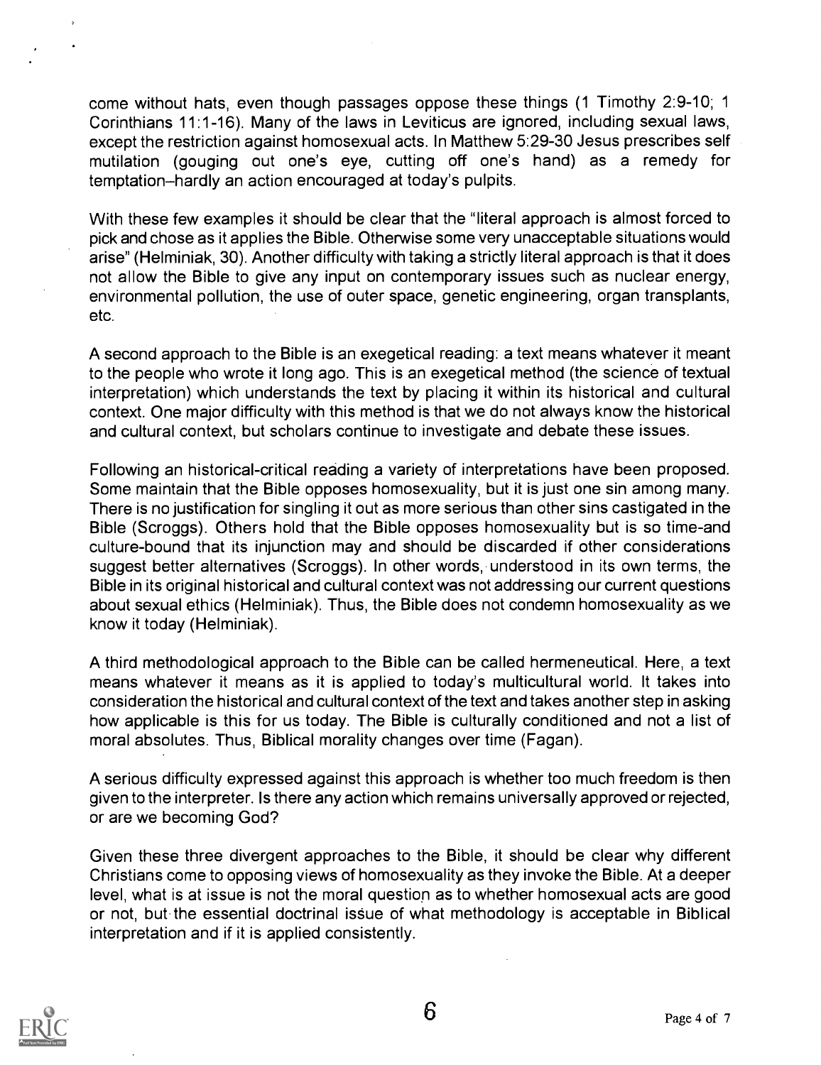come without hats, even though passages oppose these things (1 Timothy 2:9-10; 1 Corinthians 11:1-16). Many of the laws in Leviticus are ignored, including sexual laws, except the restriction against homosexual acts. In Matthew 5:29-30 Jesus prescribes self mutilation (gouging out one's eye, cutting off one's hand) as a remedy for temptation–hardly an action encouraged at today's pulpits.

With these few examples it should be clear that the "literal approach is almost forced to pick and chose as it applies the Bible. Otherwise some very unacceptable situations would arise" (Helminiak, 30). Another difficulty with taking a strictly literal approach is that it does not allow the Bible to give any input on contemporary issues such as nuclear energy, environmental pollution, the use of outer space, genetic engineering, organ transplants, etc.

A second approach to the Bible is an exegetical reading: a text means whatever it meant to the people who wrote it long ago. This is an exegetical method (the science of textual interpretation) which understands the text by placing it within its historical and cultural context. One major difficulty with this method is that we do not always know the historical and cultural context, but scholars continue to investigate and debate these issues.

Following an historical-critical reading a variety of interpretations have been proposed. Some maintain that the Bible opposes homosexuality, but it is just one sin among many. There is no justification for singling it out as more serious than other sins castigated in the Bible (Scroggs). Others hold that the Bible opposes homosexuality but is so time-and culture-bound that its injunction may and should be discarded if other considerations suggest better alternatives (Scroggs). In other words, understood in its own terms, the Bible in its original historical and cultural context was not addressing our current questions about sexual ethics (Helminiak). Thus, the Bible does not condemn homosexuality as we know it today (Helminiak).

A third methodological approach to the Bible can be called hermeneutical. Here, a text means whatever it means as it is applied to today's multicultural world. It takes into consideration the historical and cultural context of the text and takes another step in asking how applicable is this for us today. The Bible is culturally conditioned and not a list of moral absolutes. Thus, Biblical morality changes over time (Fagan).

A serious difficulty expressed against this approach is whether too much freedom is then given to the interpreter. Is there any action which remains universally approved or rejected, or are we becoming God?

Given these three divergent approaches to the Bible, it should be clear why different Christians come to opposing views of homosexuality as they invoke the Bible. At a deeper level, what is at issue is not the moral question as to whether homosexual acts are good or not, but the essential doctrinal issue of what methodology is acceptable in Biblical interpretation and if it is applied consistently.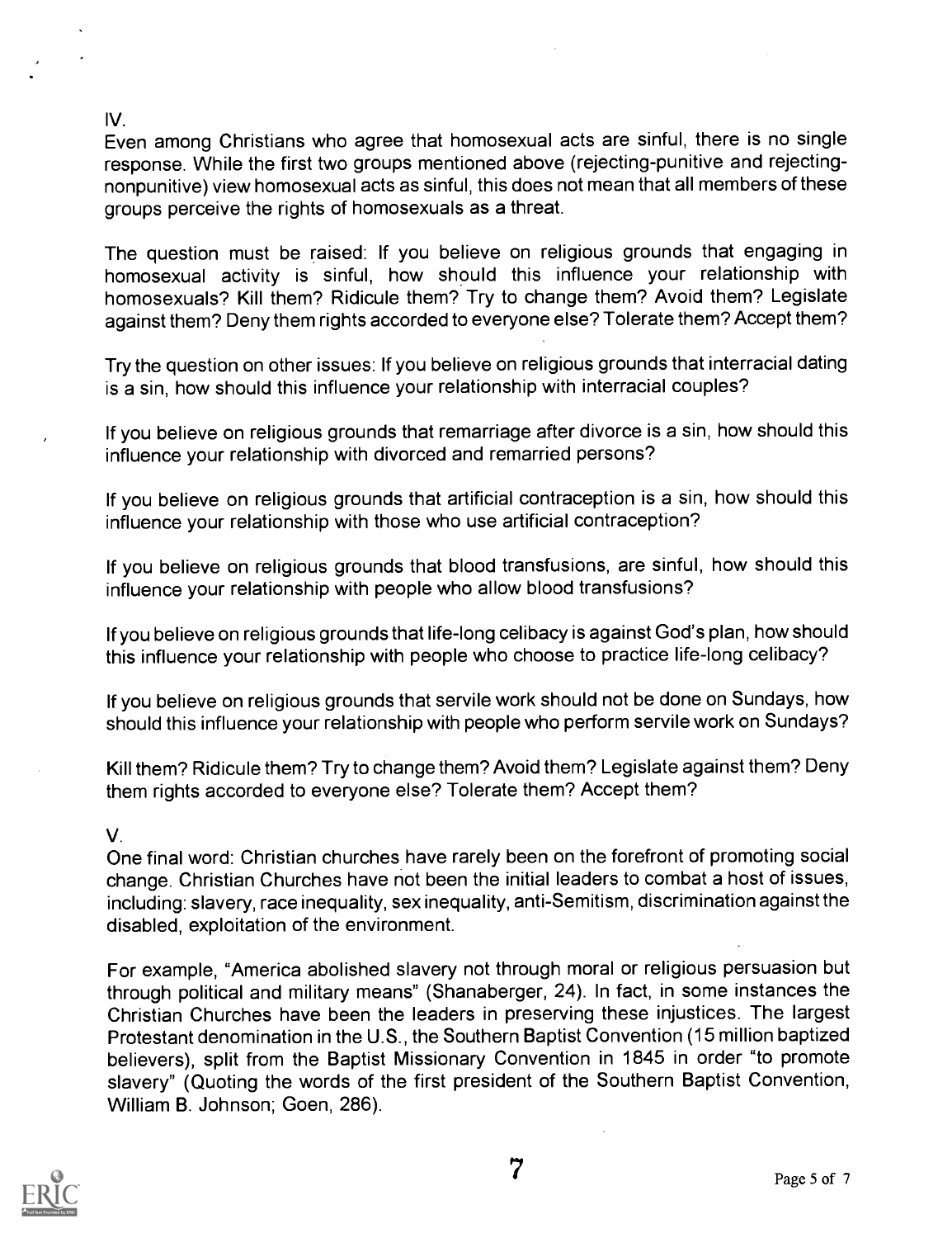IV.

Even among Christians who agree that homosexual acts are sinful, there is no single response. While the first two groups mentioned above (rejecting-punitive and rejecting-nonpunitive) view homosexual acts as sinful, this does not mean that all members of these groups perceive the rights of homosexuals as a threat.

The question must be raised: If you believe on religious grounds that engaging in homosexual activity is sinful, how should this influence your relationship with homosexuals? Kill them? Ridicule them? Try to change them? Avoid them? Legislate against them? Deny them rights accorded to everyone else? Tolerate them? Accept them?

Try the question on other issues: If you believe on religious grounds that interracial dating is a sin, how should this influence your relationship with interracial couples?

If you believe on religious grounds that remarriage after divorce is a sin, how should this influence your relationship with divorced and remarried persons?

If you believe on religious grounds that artificial contraception is a sin, how should this influence your relationship with those who use artificial contraception?

If you believe on religious grounds that blood transfusions, are sinful, how should this influence your relationship with people who allow blood transfusions?

If you believe on religious grounds that life-long celibacy is against God's plan, how should this influence your relationship with people who choose to practice life-long celibacy?

If you believe on religious grounds that servile work should not be done on Sundays, how should this influence your relationship with people who perform servile work on Sundays?

Kill them? Ridicule them? Try to change them? Avoid them? Legislate against them? Deny them rights accorded to everyone else? Tolerate them? Accept them?

V.

One final word: Christian churches have rarely been on the forefront of promoting social change. Christian Churches have not been the initial leaders to combat a host of issues, including: slavery, race inequality, sex inequality, anti-Semitism, discrimination against the disabled, exploitation of the environment.

For example, "America abolished slavery not through moral or religious persuasion but through political and military means" (Shanaberger, 24). In fact, in some instances the Christian Churches have been the leaders in preserving these injustices. The largest Protestant denomination in the U.S., the Southern Baptist Convention (15 million baptized believers), split from the Baptist Missionary Convention in 1845 in order "to promote slavery" (Quoting the words of the first president of the Southern Baptist Convention, William B. Johnson; Goen, 286).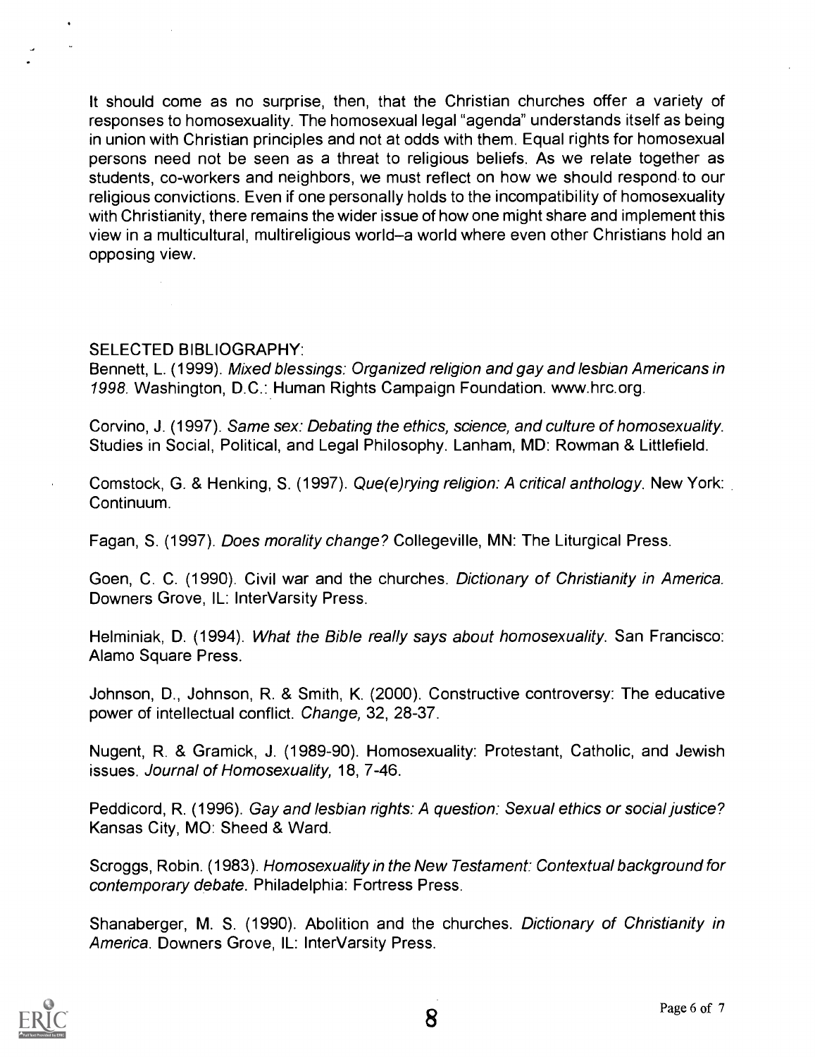It should come as no surprise, then, that the Christian churches offer a variety of responses to homosexuality. The homosexual legal "agenda" understands itself as being in union with Christian principles and not at odds with them. Equal rights for homosexual persons need not be seen as a threat to religious beliefs. As we relate together as students, co-workers and neighbors, we must reflect on how we should respond to our religious convictions. Even if one personally holds to the incompatibility of homosexuality with Christianity, there remains the wider issue of how one might share and implement this view in a multicultural, multireligious world–a world where even other Christians hold an opposing view.

SELECTED BIBLIOGRAPHY:

Bennett, L. (1999). *Mixed blessings: Organized religion and gay and lesbian Americans in 1998*. Washington, D.C.: Human Rights Campaign Foundation. www.hrc.org.

Corvino, J. (1997). *Same sex: Debating the ethics, science, and culture of homosexuality*. Studies in Social, Political, and Legal Philosophy. Lanham, MD: Rowman & Littlefield.

Comstock, G. & Henking, S. (1997). *Que(e)rying religion: A critical anthology*. New York: Continuum.

Fagan, S. (1997). *Does morality change?* Collegeville, MN: The Liturgical Press.

Goen, C. C. (1990). Civil war and the churches. *Dictionary of Christianity in America*. Downers Grove, IL: InterVarsity Press.

Helminiak, D. (1994). *What the Bible really says about homosexuality*. San Francisco: Alamo Square Press.

Johnson, D., Johnson, R. & Smith, K. (2000). Constructive controversy: The educative power of intellectual conflict. *Change,* 32, 28-37.

Nugent, R. & Gramick, J. (1989-90). Homosexuality: Protestant, Catholic, and Jewish issues. *Journal of Homosexuality,* 18, 7-46.

Peddicord, R. (1996). *Gay and lesbian rights: A question: Sexual ethics or social justice?* Kansas City, MO: Sheed & Ward.

Scroggs, Robin. (1983). *Homosexuality in the New Testament: Contextual background for contemporary debate*. Philadelphia: Fortress Press.

Shanaberger, M. S. (1990). Abolition and the churches. *Dictionary of Christianity in America*. Downers Grove, IL: InterVarsity Press.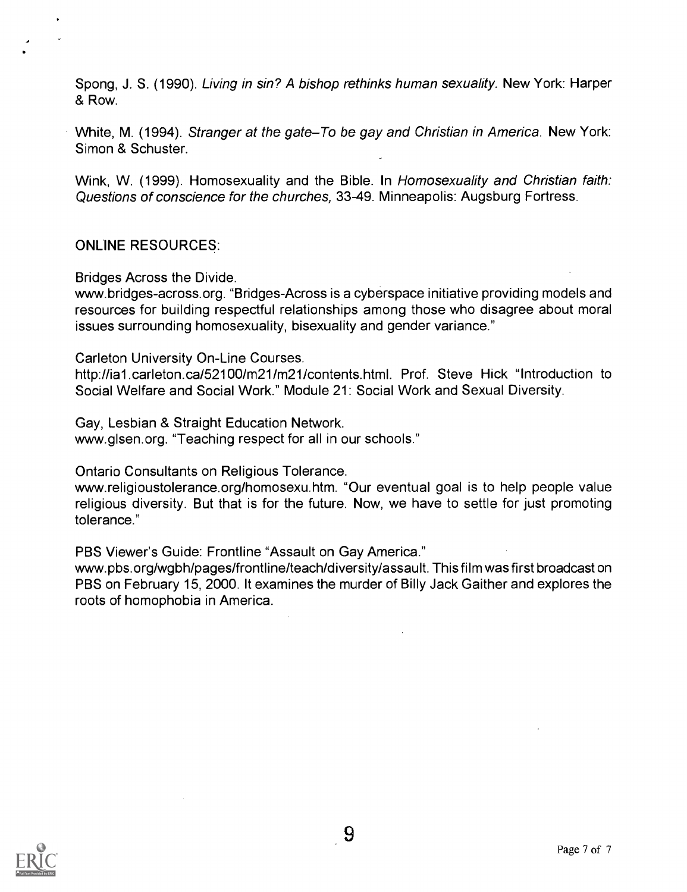Spong, J. S. (1990). *Living in sin? A bishop rethinks human sexuality*. New York: Harper & Row.

White, M. (1994). *Stranger at the gate–To be gay and Christian in America*. New York: Simon & Schuster.

Wink, W. (1999). Homosexuality and the Bible. In *Homosexuality and Christian faith: Questions of conscience for the churches*, 33-49. Minneapolis: Augsburg Fortress.

ONLINE RESOURCES:

Bridges Across the Divide.
www.bridges-across.org. "Bridges-Across is a cyberspace initiative providing models and resources for building respectful relationships among those who disagree about moral issues surrounding homosexuality, bisexuality and gender variance."

Carleton University On-Line Courses.
http://ia1.carleton.ca/52100/m21/m21/contents.html. Prof. Steve Hick "Introduction to Social Welfare and Social Work." Module 21: Social Work and Sexual Diversity.

Gay, Lesbian & Straight Education Network.
www.glsen.org. "Teaching respect for all in our schools."

Ontario Consultants on Religious Tolerance.
www.religioustolerance.org/homosexu.htm. "Our eventual goal is to help people value religious diversity. But that is for the future. Now, we have to settle for just promoting tolerance."

PBS Viewer's Guide: Frontline "Assault on Gay America."
www.pbs.org/wgbh/pages/frontline/teach/diversity/assault. This film was first broadcast on PBS on February 15, 2000. It examines the murder of Billy Jack Gaither and explores the roots of homophobia in America.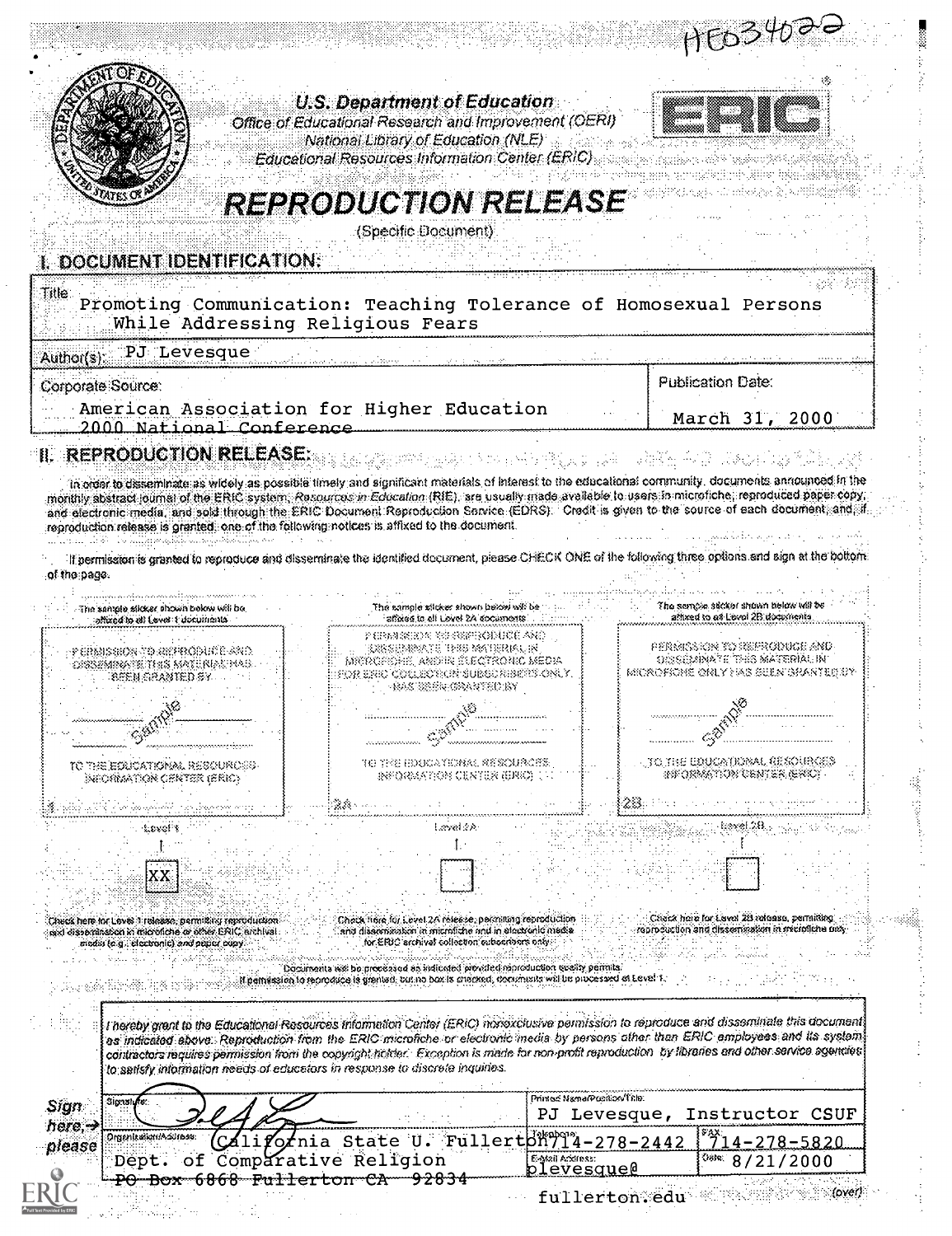HE034022

**U.S. Department of Education**
*Office of Educational Research and Improvement (OERI)*
*National Library of Education (NLE)*
*Educational Resources Information Center (ERIC)*

# REPRODUCTION RELEASE

(Specific Document)

## I. DOCUMENT IDENTIFICATION:

| | |
|---|---|
| Title: Promoting Communication: Teaching Tolerance of Homosexual Persons While Addressing Religious Fears | |
| Author(s): PJ Levesque | |
| Corporate Source: American Association for Higher Education 2000 National Conference | Publication Date: March 31, 2000 |

## II. REPRODUCTION RELEASE:

In order to disseminate as widely as possible timely and significant materials of interest to the educational community, documents announced in the monthly abstract journal of the ERIC system, *Resources in Education* (RIE), are usually made available to users in microfiche, reproduced paper copy, and electronic media, and sold through the ERIC Document Reproduction Service (EDRS). Credit is given to the source of each document, and, if reproduction release is granted, one of the following notices is affixed to the document.

If permission is granted to reproduce and disseminate the identified document, please CHECK ONE of the following three options and sign at the bottom of the page.

| The sample sticker shown below will be affixed to all Level 1 documents | The sample sticker shown below will be affixed to all Level 2A documents | The sample sticker shown below will be affixed to all Level 2B documents |
|---|---|---|
| PERMISSION TO REPRODUCE AND DISSEMINATE THIS MATERIAL HAS BEEN GRANTED BY Sample TO THE EDUCATIONAL RESOURCES INFORMATION CENTER (ERIC) | PERMISSION TO REPRODUCE AND DISSEMINATE THIS MATERIAL IN MICROFICHE, AND IN ELECTRONIC MEDIA FOR ERIC COLLECTION SUBSCRIBERS ONLY, HAS BEEN GRANTED BY Sample TO THE EDUCATIONAL RESOURCES INFORMATION CENTER (ERIC) | PERMISSION TO REPRODUCE AND DISSEMINATE THIS MATERIAL IN MICROFICHE ONLY HAS BEEN GRANTED BY Sample TO THE EDUCATIONAL RESOURCES INFORMATION CENTER (ERIC) |
| 1 | 2A | 2B |
| Level 1 | Level 2A | Level 2B |
| XX | | |
| Check here for Level 1 release, permitting reproduction and dissemination in microfiche or other ERIC archival media (e.g., electronic) *and* paper copy. | Check here for Level 2A release, permitting reproduction and dissemination in microfiche and in electronic media for ERIC archival collection subscribers only | Check here for Level 2B release, permitting reproduction and dissemination in microfiche only |

Documents will be processed as indicated provided reproduction quality permits.
If permission to reproduce is granted, but no box is checked, documents will be processed at Level 1.

*I hereby grant to the Educational Resources Information Center (ERIC) nonexclusive permission to reproduce and disseminate this document as indicated above. Reproduction from the ERIC microfiche or electronic media by persons other than ERIC employees and its system contractors requires permission from the copyright holder. Exception is made for non-profit reproduction by libraries and other service agencies to satisfy information needs of educators in response to discrete inquiries.*

**Sign here, → please**

| | | |
|---|---|---|
| Signature: [signature] | Printed Name/Position/Title: PJ Levesque, Instructor CSUF | |
| Organization/Address: California State U. Fullerton Dept. of Comparative Religion ~~PO Box 6868 Fullerton CA 92834~~ | Telephone: 714-278-2442 | FAX: 714-278-5820 |
| | E-Mail Address: plevesque@fullerton.edu | Date: 8/21/2000 |

(over)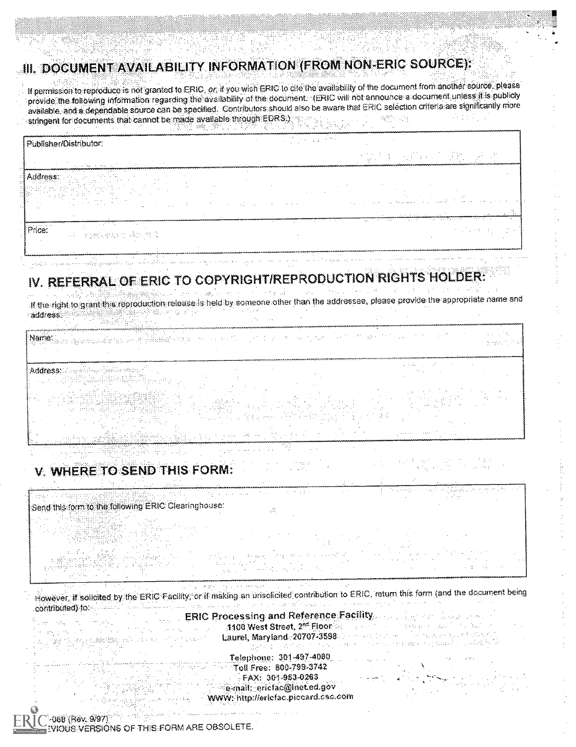## III. DOCUMENT AVAILABILITY INFORMATION (FROM NON-ERIC SOURCE):

If permission to reproduce is not granted to ERIC, *or*, if you wish ERIC to cite the availability of the document from another source, please provide the following information regarding the availability of the document. (ERIC will not announce a document unless it is publicly available, and a dependable source can be specified. Contributors should also be aware that ERIC selection criteria are significantly more stringent for documents that cannot be made available through EDRS.)

| |
|---|
| Publisher/Distributor: |
| Address: |
| Price: |

## IV. REFERRAL OF ERIC TO COPYRIGHT/REPRODUCTION RIGHTS HOLDER:

If the right to grant this reproduction release is held by someone other than the addressee, please provide the appropriate name and address:

| |
|---|
| Name: |
| Address: |

## V. WHERE TO SEND THIS FORM:

| |
|---|
| Send this form to the following ERIC Clearinghouse: |

However, if solicited by the ERIC Facility, or if making an unsolicited contribution to ERIC, return this form (and the document being contributed) to:

**ERIC Processing and Reference Facility**
1100 West Street, 2nd Floor
Laurel, Maryland 20707-3598

Telephone: 301-497-4080
Toll Free: 800-799-3742
FAX: 301-953-0263
e-mail: ericfac@inet.ed.gov
WWW: http://ericfac.piccard.csc.com

-088 (Rev. 9/97)
EVIOUS VERSIONS OF THIS FORM ARE OBSOLETE.